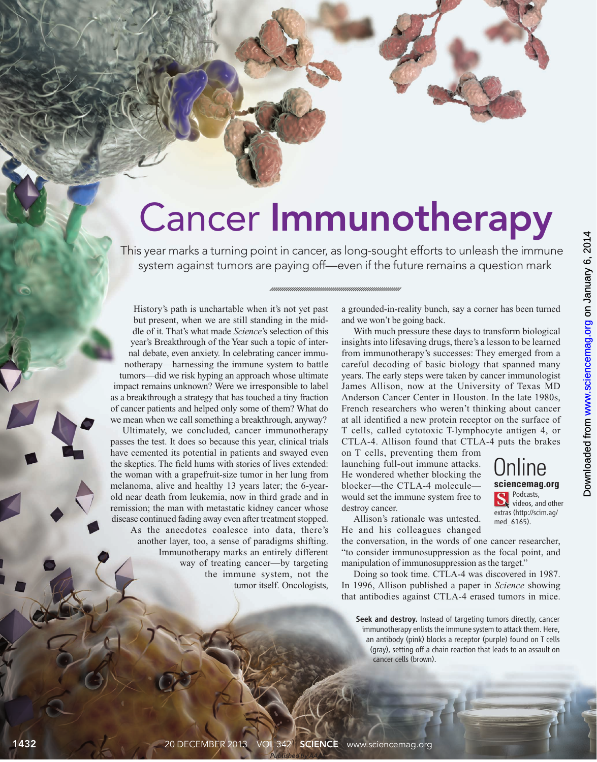# Cancer Immunotherapy

This year marks a turning point in cancer, as long-sought efforts to unleash the immune system against tumors are paying off—even if the future remains a question mark

History's path is unchartable when it's not yet past but present, when we are still standing in the middle of it. That's what made *Science*'s selection of this year's Breakthrough of the Year such a topic of internal debate, even anxiety. In celebrating cancer immunotherapy—harnessing the immune system to battle tumors—did we risk hyping an approach whose ultimate impact remains unknown? Were we irresponsible to label as a breakthrough a strategy that has touched a tiny fraction of cancer patients and helped only some of them? What do we mean when we call something a breakthrough, anyway?

Ultimately, we concluded, cancer immunotherapy passes the test. It does so because this year, clinical trials have cemented its potential in patients and swayed even the skeptics. The field hums with stories of lives extended: the woman with a grapefruit-size tumor in her lung from melanoma, alive and healthy 13 years later; the 6-year-old near death from leukemia, now in third grade and in remission; the man with metastatic kidney cancer whose disease continued fading away even after treatment stopped.

As the anecdotes coalesce into data, there's another layer, too, a sense of paradigms shifting. Immunotherapy marks an entirely different way of treating cancer—by targeting the immune system, not the tumor itself. Oncologists, a grounded-in-reality bunch, say a corner has been turned and we won't be going back.

With much pressure these days to transform biological insights into lifesaving drugs, there's a lesson to be learned from immunotherapy's successes: They emerged from a careful decoding of basic biology that spanned many years. The early steps were taken by cancer immunologist James Allison, now at the University of Texas MD Anderson Cancer Center in Houston. In the late 1980s, French researchers who weren't thinking about cancer at all identified a new protein receptor on the surface of T cells, called cytotoxic T-lymphocyte antigen 4, or CTLA-4. Allison found that CTLA-4 puts the brakes on T cells, preventing them from launching full-out immune attacks. He wondered whether blocking the blocker—the CTLA-4 molecule—would set the immune system free to destroy cancer.

Allison's rationale was untested. He and his colleagues changed the conversation, in the words of one cancer researcher, "to consider immunosuppression as the focal point, and manipulation of immunosuppression as the target."

Doing so took time. CTLA-4 was discovered in 1987. In 1996, Allison published a paper in *Science* showing that antibodies against CTLA-4 erased tumors in mice.

**Online** 
**sciencemag.org** 
Podcasts, videos, and other extras (http://scim.ag/med_6165).

**Seek and destroy.** Instead of targeting tumors directly, cancer immunotherapy enlists the immune system to attack them. Here, an antibody (pink) blocks a receptor (purple) found on T cells (gray), setting off a chain reaction that leads to an assault on cancer cells (brown).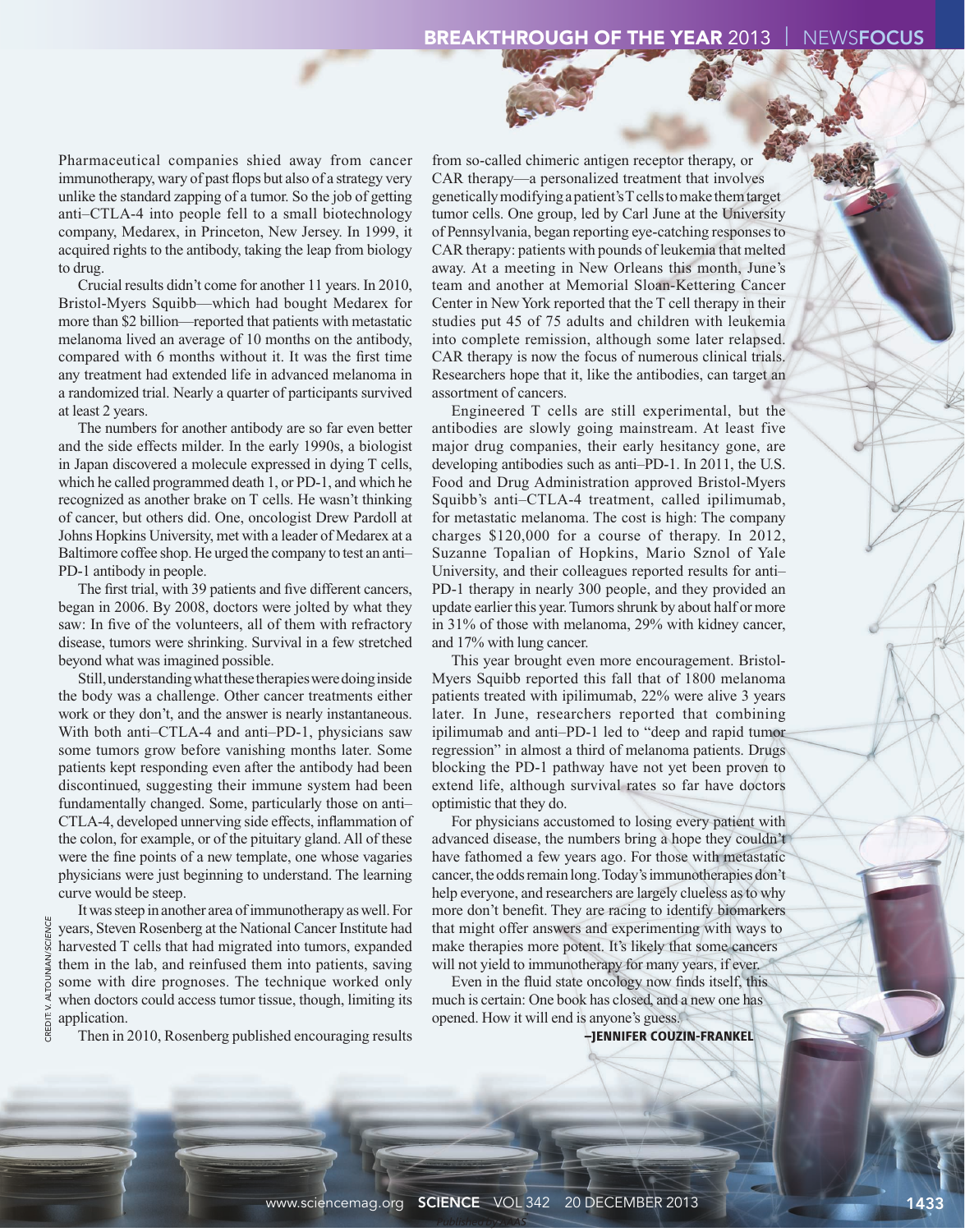Pharmaceutical companies shied away from cancer immunotherapy, wary of past flops but also of a strategy very unlike the standard zapping of a tumor. So the job of getting anti–CTLA-4 into people fell to a small biotechnology company, Medarex, in Princeton, New Jersey. In 1999, it acquired rights to the antibody, taking the leap from biology to drug.

Crucial results didn't come for another 11 years. In 2010, Bristol-Myers Squibb—which had bought Medarex for more than $2 billion—reported that patients with metastatic melanoma lived an average of 10 months on the antibody, compared with 6 months without it. It was the first time any treatment had extended life in advanced melanoma in a randomized trial. Nearly a quarter of participants survived at least 2 years.

The numbers for another antibody are so far even better and the side effects milder. In the early 1990s, a biologist in Japan discovered a molecule expressed in dying T cells, which he called programmed death 1, or PD-1, and which he recognized as another brake on T cells. He wasn't thinking of cancer, but others did. One, oncologist Drew Pardoll at Johns Hopkins University, met with a leader of Medarex at a Baltimore coffee shop. He urged the company to test an anti–PD-1 antibody in people.

The first trial, with 39 patients and five different cancers, began in 2006. By 2008, doctors were jolted by what they saw: In five of the volunteers, all of them with refractory disease, tumors were shrinking. Survival in a few stretched beyond what was imagined possible.

Still, understanding what these therapies were doing inside the body was a challenge. Other cancer treatments either work or they don't, and the answer is nearly instantaneous. With both anti–CTLA-4 and anti–PD-1, physicians saw some tumors grow before vanishing months later. Some patients kept responding even after the antibody had been discontinued, suggesting their immune system had been fundamentally changed. Some, particularly those on anti–CTLA-4, developed unnerving side effects, inflammation of the colon, for example, or of the pituitary gland. All of these were the fine points of a new template, one whose vagaries physicians were just beginning to understand. The learning curve would be steep.

It was steep in another area of immunotherapy as well. For years, Steven Rosenberg at the National Cancer Institute had harvested T cells that had migrated into tumors, expanded them in the lab, and reinfused them into patients, saving some with dire prognoses. The technique worked only when doctors could access tumor tissue, though, limiting its application.

Then in 2010, Rosenberg published encouraging results from so-called chimeric antigen receptor therapy, or CAR therapy—a personalized treatment that involves genetically modifying a patient's T cells to make them target tumor cells. One group, led by Carl June at the University of Pennsylvania, began reporting eye-catching responses to CAR therapy: patients with pounds of leukemia that melted away. At a meeting in New Orleans this month, June's team and another at Memorial Sloan-Kettering Cancer Center in New York reported that the T cell therapy in their studies put 45 of 75 adults and children with leukemia into complete remission, although some later relapsed. CAR therapy is now the focus of numerous clinical trials. Researchers hope that it, like the antibodies, can target an assortment of cancers.

Engineered T cells are still experimental, but the antibodies are slowly going mainstream. At least five major drug companies, their early hesitancy gone, are developing antibodies such as anti–PD-1. In 2011, the U.S. Food and Drug Administration approved Bristol-Myers Squibb's anti–CTLA-4 treatment, called ipilimumab, for metastatic melanoma. The cost is high: The company charges $120,000 for a course of therapy. In 2012, Suzanne Topalian of Hopkins, Mario Sznol of Yale University, and their colleagues reported results for anti–PD-1 therapy in nearly 300 people, and they provided an update earlier this year. Tumors shrunk by about half or more in 31% of those with melanoma, 29% with kidney cancer, and 17% with lung cancer.

This year brought even more encouragement. Bristol-Myers Squibb reported this fall that of 1800 melanoma patients treated with ipilimumab, 22% were alive 3 years later. In June, researchers reported that combining ipilimumab and anti–PD-1 led to "deep and rapid tumor regression" in almost a third of melanoma patients. Drugs blocking the PD-1 pathway have not yet been proven to extend life, although survival rates so far have doctors optimistic that they do.

For physicians accustomed to losing every patient with advanced disease, the numbers bring a hope they couldn't have fathomed a few years ago. For those with metastatic cancer, the odds remain long. Today's immunotherapies don't help everyone, and researchers are largely clueless as to why more don't benefit. They are racing to identify biomarkers that might offer answers and experimenting with ways to make therapies more potent. It's likely that some cancers will not yield to immunotherapy for many years, if ever.

Even in the fluid state oncology now finds itself, this much is certain: One book has closed, and a new one has opened. How it will end is anyone's guess.

**–JENNIFER COUZIN-FRANKEL**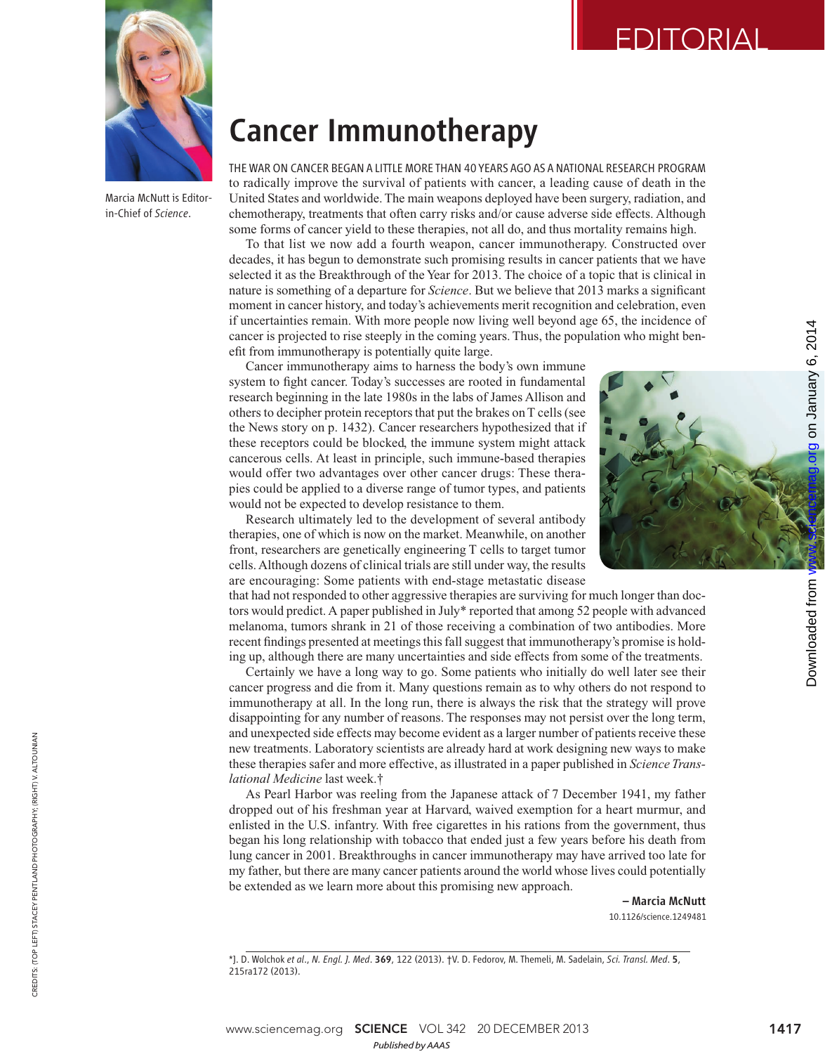EDITORIAL

Marcia McNutt is Editor-in-Chief of *Science*.

# Cancer Immunotherapy

THE WAR ON CANCER BEGAN A LITTLE MORE THAN 40 YEARS AGO AS A NATIONAL RESEARCH PROGRAM to radically improve the survival of patients with cancer, a leading cause of death in the United States and worldwide. The main weapons deployed have been surgery, radiation, and chemotherapy, treatments that often carry risks and/or cause adverse side effects. Although some forms of cancer yield to these therapies, not all do, and thus mortality remains high.

To that list we now add a fourth weapon, cancer immunotherapy. Constructed over decades, it has begun to demonstrate such promising results in cancer patients that we have selected it as the Breakthrough of the Year for 2013. The choice of a topic that is clinical in nature is something of a departure for *Science*. But we believe that 2013 marks a significant moment in cancer history, and today's achievements merit recognition and celebration, even if uncertainties remain. With more people now living well beyond age 65, the incidence of cancer is projected to rise steeply in the coming years. Thus, the population who might benefit from immunotherapy is potentially quite large.

Cancer immunotherapy aims to harness the body's own immune system to fight cancer. Today's successes are rooted in fundamental research beginning in the late 1980s in the labs of James Allison and others to decipher protein receptors that put the brakes on T cells (see the News story on p. 1432). Cancer researchers hypothesized that if these receptors could be blocked, the immune system might attack cancerous cells. At least in principle, such immune-based therapies would offer two advantages over other cancer drugs: These therapies could be applied to a diverse range of tumor types, and patients would not be expected to develop resistance to them.

Research ultimately led to the development of several antibody therapies, one of which is now on the market. Meanwhile, on another front, researchers are genetically engineering T cells to target tumor cells. Although dozens of clinical trials are still under way, the results are encouraging: Some patients with end-stage metastatic disease that had not responded to other aggressive therapies are surviving for much longer than doctors would predict. A paper published in July* reported that among 52 people with advanced melanoma, tumors shrank in 21 of those receiving a combination of two antibodies. More recent findings presented at meetings this fall suggest that immunotherapy's promise is holding up, although there are many uncertainties and side effects from some of the treatments.

Certainly we have a long way to go. Some patients who initially do well later see their cancer progress and die from it. Many questions remain as to why others do not respond to immunotherapy at all. In the long run, there is always the risk that the strategy will prove disappointing for any number of reasons. The responses may not persist over the long term, and unexpected side effects may become evident as a larger number of patients receive these new treatments. Laboratory scientists are already hard at work designing new ways to make these therapies safer and more effective, as illustrated in a paper published in *Science Translational Medicine* last week.†

As Pearl Harbor was reeling from the Japanese attack of 7 December 1941, my father dropped out of his freshman year at Harvard, waived exemption for a heart murmur, and enlisted in the U.S. infantry. With free cigarettes in his rations from the government, thus began his long relationship with tobacco that ended just a few years before his death from lung cancer in 2001. Breakthroughs in cancer immunotherapy may have arrived too late for my father, but there are many cancer patients around the world whose lives could potentially be extended as we learn more about this promising new approach.

**– Marcia McNutt**

10.1126/science.1249481

*J. D. Wolchok *et al*., *N. Engl. J. Med*. **369**, 122 (2013). †V. D. Fedorov, M. Themeli, M. Sadelain, *Sci. Transl. Med*. **5**, 215ra172 (2013).

CREDITS: (TOP LEFT) STACEY PENTLAND PHOTOGRAPHY; (RIGHT) V. ALTOUNIAN